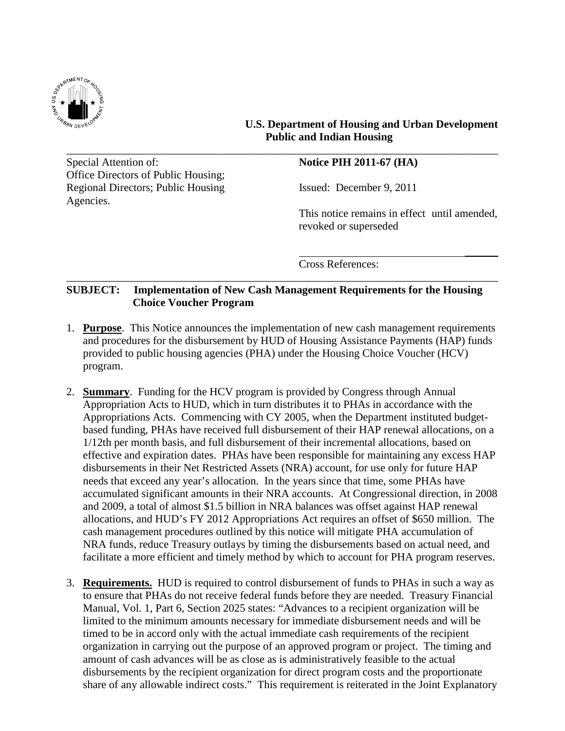**U.S. Department of Housing and Urban Development**
**Public and Indian Housing**

Special Attention of:
Office Directors of Public Housing; Regional Directors; Public Housing Agencies.

**Notice PIH 2011-67 (HA)**

Issued: December 9, 2011

This notice remains in effect until amended, revoked or superseded

Cross References:

**SUBJECT: Implementation of New Cash Management Requirements for the Housing Choice Voucher Program**

1. **Purpose**. This Notice announces the implementation of new cash management requirements and procedures for the disbursement by HUD of Housing Assistance Payments (HAP) funds provided to public housing agencies (PHA) under the Housing Choice Voucher (HCV) program.

2. **Summary**. Funding for the HCV program is provided by Congress through Annual Appropriation Acts to HUD, which in turn distributes it to PHAs in accordance with the Appropriations Acts. Commencing with CY 2005, when the Department instituted budget-based funding, PHAs have received full disbursement of their HAP renewal allocations, on a 1/12th per month basis, and full disbursement of their incremental allocations, based on effective and expiration dates. PHAs have been responsible for maintaining any excess HAP disbursements in their Net Restricted Assets (NRA) account, for use only for future HAP needs that exceed any year's allocation. In the years since that time, some PHAs have accumulated significant amounts in their NRA accounts. At Congressional direction, in 2008 and 2009, a total of almost $1.5 billion in NRA balances was offset against HAP renewal allocations, and HUD's FY 2012 Appropriations Act requires an offset of $650 million. The cash management procedures outlined by this notice will mitigate PHA accumulation of NRA funds, reduce Treasury outlays by timing the disbursements based on actual need, and facilitate a more efficient and timely method by which to account for PHA program reserves.

3. **Requirements.** HUD is required to control disbursement of funds to PHAs in such a way as to ensure that PHAs do not receive federal funds before they are needed. Treasury Financial Manual, Vol. 1, Part 6, Section 2025 states: "Advances to a recipient organization will be limited to the minimum amounts necessary for immediate disbursement needs and will be timed to be in accord only with the actual immediate cash requirements of the recipient organization in carrying out the purpose of an approved program or project. The timing and amount of cash advances will be as close as is administratively feasible to the actual disbursements by the recipient organization for direct program costs and the proportionate share of any allowable indirect costs." This requirement is reiterated in the Joint Explanatory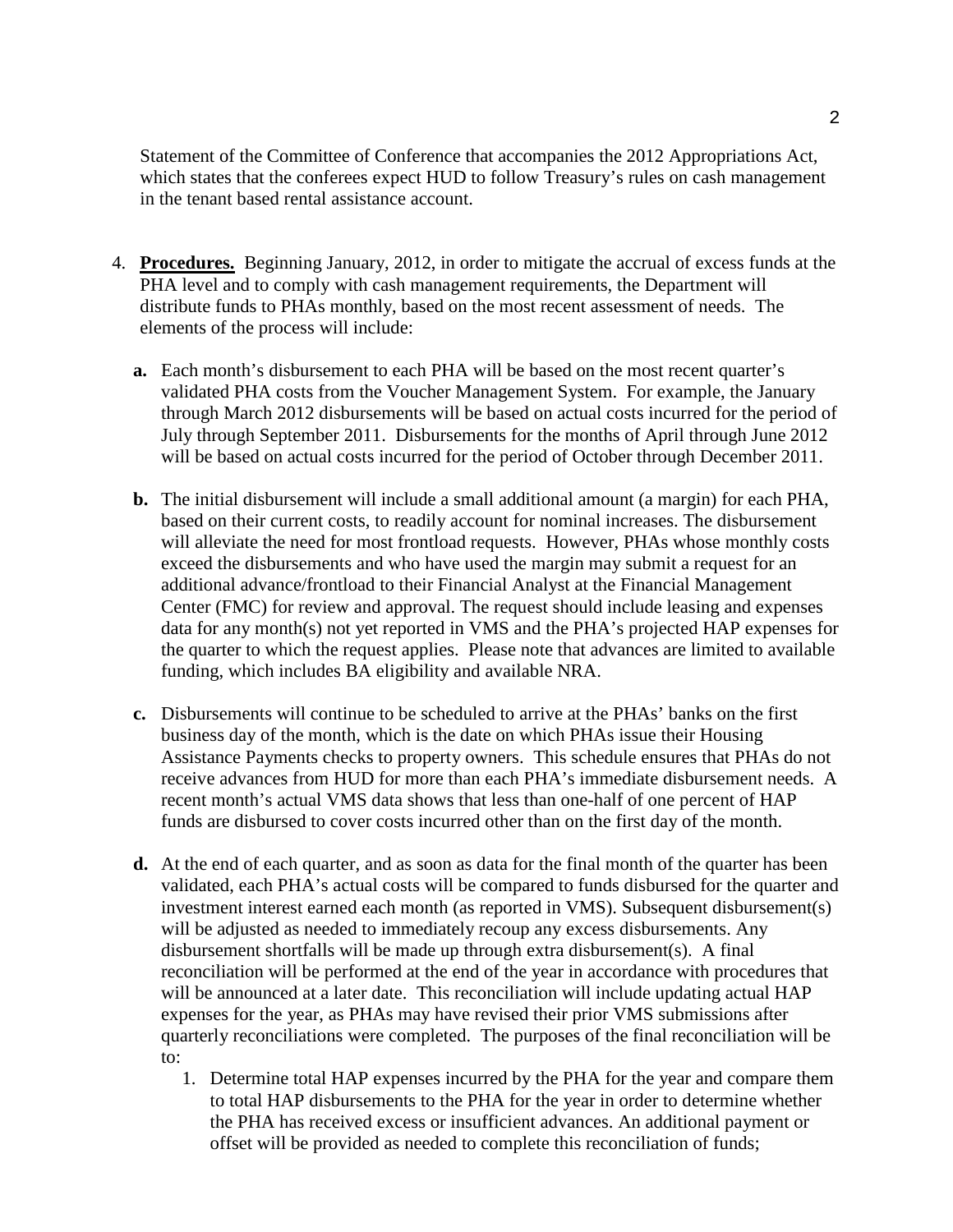Statement of the Committee of Conference that accompanies the 2012 Appropriations Act, which states that the conferees expect HUD to follow Treasury's rules on cash management in the tenant based rental assistance account.

4. **Procedures.** Beginning January, 2012, in order to mitigate the accrual of excess funds at the PHA level and to comply with cash management requirements, the Department will distribute funds to PHAs monthly, based on the most recent assessment of needs. The elements of the process will include:

   **a.** Each month's disbursement to each PHA will be based on the most recent quarter's validated PHA costs from the Voucher Management System. For example, the January through March 2012 disbursements will be based on actual costs incurred for the period of July through September 2011. Disbursements for the months of April through June 2012 will be based on actual costs incurred for the period of October through December 2011.

   **b.** The initial disbursement will include a small additional amount (a margin) for each PHA, based on their current costs, to readily account for nominal increases. The disbursement will alleviate the need for most frontload requests. However, PHAs whose monthly costs exceed the disbursements and who have used the margin may submit a request for an additional advance/frontload to their Financial Analyst at the Financial Management Center (FMC) for review and approval. The request should include leasing and expenses data for any month(s) not yet reported in VMS and the PHA's projected HAP expenses for the quarter to which the request applies. Please note that advances are limited to available funding, which includes BA eligibility and available NRA.

   **c.** Disbursements will continue to be scheduled to arrive at the PHAs' banks on the first business day of the month, which is the date on which PHAs issue their Housing Assistance Payments checks to property owners. This schedule ensures that PHAs do not receive advances from HUD for more than each PHA's immediate disbursement needs. A recent month's actual VMS data shows that less than one-half of one percent of HAP funds are disbursed to cover costs incurred other than on the first day of the month.

   **d.** At the end of each quarter, and as soon as data for the final month of the quarter has been validated, each PHA's actual costs will be compared to funds disbursed for the quarter and investment interest earned each month (as reported in VMS). Subsequent disbursement(s) will be adjusted as needed to immediately recoup any excess disbursements. Any disbursement shortfalls will be made up through extra disbursement(s). A final reconciliation will be performed at the end of the year in accordance with procedures that will be announced at a later date. This reconciliation will include updating actual HAP expenses for the year, as PHAs may have revised their prior VMS submissions after quarterly reconciliations were completed. The purposes of the final reconciliation will be to:

      1. Determine total HAP expenses incurred by the PHA for the year and compare them to total HAP disbursements to the PHA for the year in order to determine whether the PHA has received excess or insufficient advances. An additional payment or offset will be provided as needed to complete this reconciliation of funds;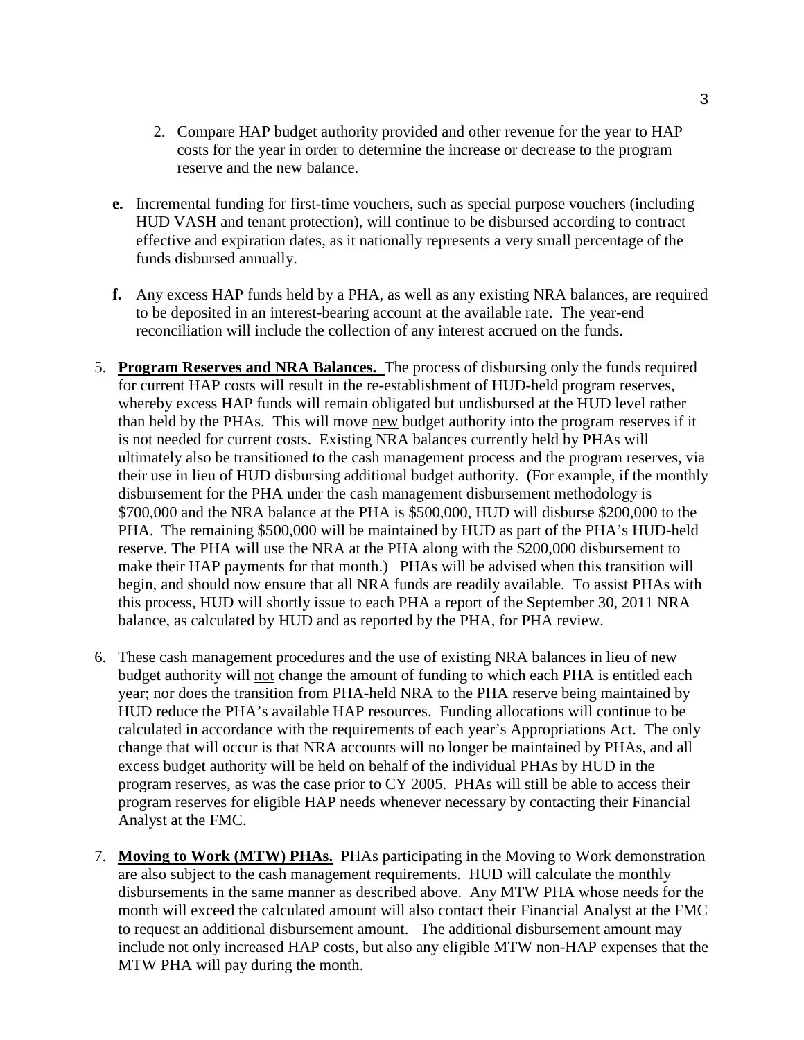2. Compare HAP budget authority provided and other revenue for the year to HAP costs for the year in order to determine the increase or decrease to the program reserve and the new balance.

**e.** Incremental funding for first-time vouchers, such as special purpose vouchers (including HUD VASH and tenant protection), will continue to be disbursed according to contract effective and expiration dates, as it nationally represents a very small percentage of the funds disbursed annually.

**f.** Any excess HAP funds held by a PHA, as well as any existing NRA balances, are required to be deposited in an interest-bearing account at the available rate. The year-end reconciliation will include the collection of any interest accrued on the funds.

5. **Program Reserves and NRA Balances.** The process of disbursing only the funds required for current HAP costs will result in the re-establishment of HUD-held program reserves, whereby excess HAP funds will remain obligated but undisbursed at the HUD level rather than held by the PHAs. This will move new budget authority into the program reserves if it is not needed for current costs. Existing NRA balances currently held by PHAs will ultimately also be transitioned to the cash management process and the program reserves, via their use in lieu of HUD disbursing additional budget authority. (For example, if the monthly disbursement for the PHA under the cash management disbursement methodology is \$700,000 and the NRA balance at the PHA is \$500,000, HUD will disburse \$200,000 to the PHA. The remaining \$500,000 will be maintained by HUD as part of the PHA's HUD-held reserve. The PHA will use the NRA at the PHA along with the \$200,000 disbursement to make their HAP payments for that month.) PHAs will be advised when this transition will begin, and should now ensure that all NRA funds are readily available. To assist PHAs with this process, HUD will shortly issue to each PHA a report of the September 30, 2011 NRA balance, as calculated by HUD and as reported by the PHA, for PHA review.

6. These cash management procedures and the use of existing NRA balances in lieu of new budget authority will not change the amount of funding to which each PHA is entitled each year; nor does the transition from PHA-held NRA to the PHA reserve being maintained by HUD reduce the PHA's available HAP resources. Funding allocations will continue to be calculated in accordance with the requirements of each year's Appropriations Act. The only change that will occur is that NRA accounts will no longer be maintained by PHAs, and all excess budget authority will be held on behalf of the individual PHAs by HUD in the program reserves, as was the case prior to CY 2005. PHAs will still be able to access their program reserves for eligible HAP needs whenever necessary by contacting their Financial Analyst at the FMC.

7. **Moving to Work (MTW) PHAs.** PHAs participating in the Moving to Work demonstration are also subject to the cash management requirements. HUD will calculate the monthly disbursements in the same manner as described above. Any MTW PHA whose needs for the month will exceed the calculated amount will also contact their Financial Analyst at the FMC to request an additional disbursement amount. The additional disbursement amount may include not only increased HAP costs, but also any eligible MTW non-HAP expenses that the MTW PHA will pay during the month.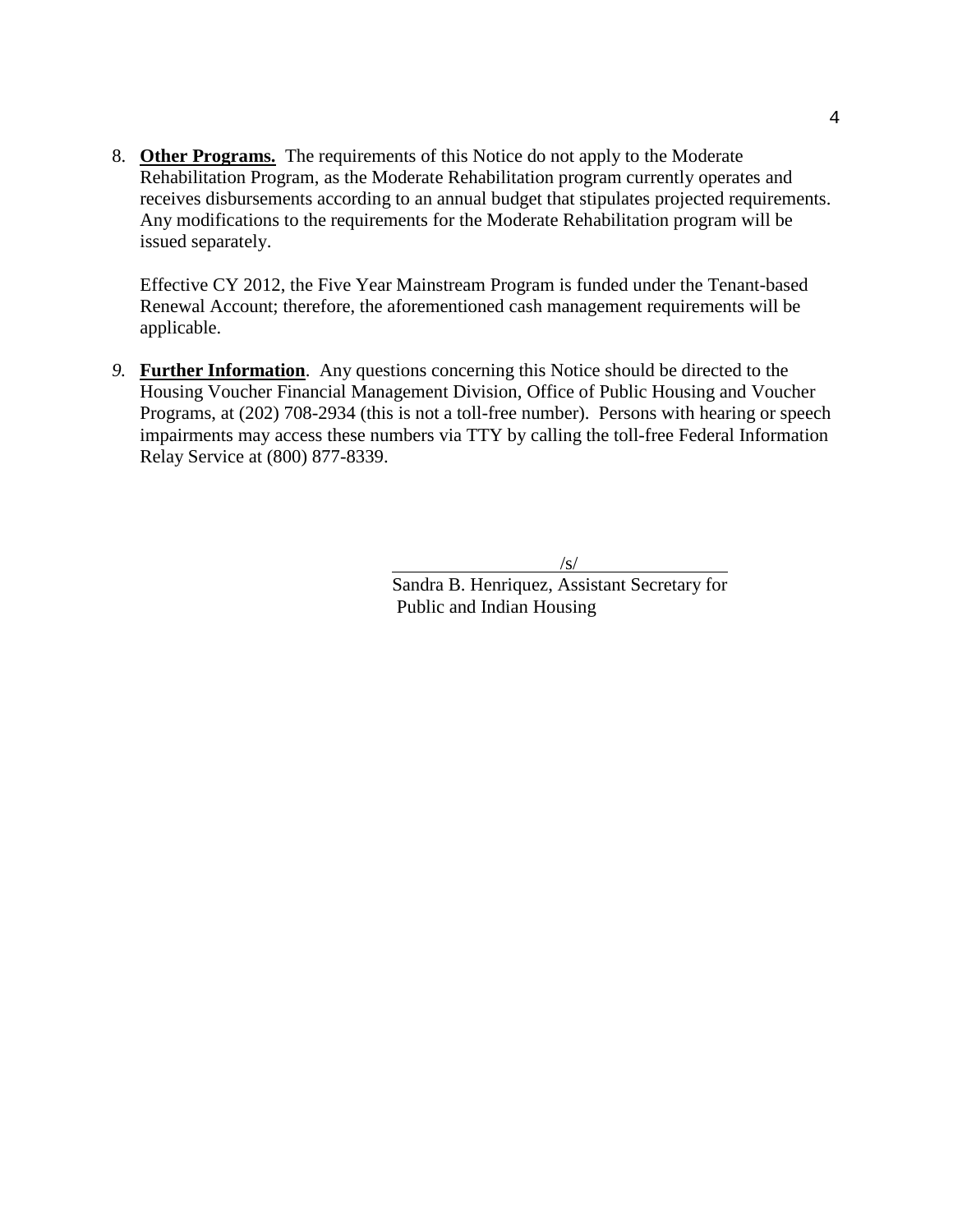8. **Other Programs.** The requirements of this Notice do not apply to the Moderate Rehabilitation Program, as the Moderate Rehabilitation program currently operates and receives disbursements according to an annual budget that stipulates projected requirements. Any modifications to the requirements for the Moderate Rehabilitation program will be issued separately.

   Effective CY 2012, the Five Year Mainstream Program is funded under the Tenant-based Renewal Account; therefore, the aforementioned cash management requirements will be applicable.

9. **Further Information**. Any questions concerning this Notice should be directed to the Housing Voucher Financial Management Division, Office of Public Housing and Voucher Programs, at (202) 708-2934 (this is not a toll-free number). Persons with hearing or speech impairments may access these numbers via TTY by calling the toll-free Federal Information Relay Service at (800) 877-8339.

/s/

Sandra B. Henriquez, Assistant Secretary for Public and Indian Housing